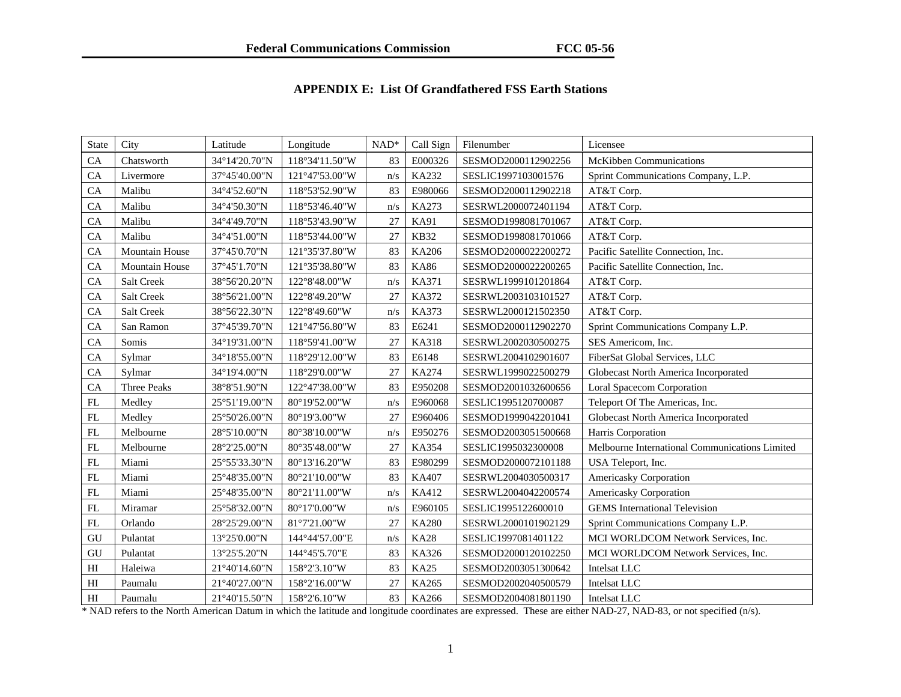# APPENDIX E: List Of Grandfathered FSS Earth Stations

| State | City | Latitude | Longitude | NAD* | Call Sign | Filenumber | Licensee |
|---|---|---|---|---|---|---|---|
| CA | Chatsworth | 34°14'20.70"N | 118°34'11.50"W | 83 | E000326 | SESMOD2000112902256 | McKibben Communications |
| CA | Livermore | 37°45'40.00"N | 121°47'53.00"W | n/s | KA232 | SESLIC1997103001576 | Sprint Communications Company, L.P. |
| CA | Malibu | 34°4'52.60"N | 118°53'52.90"W | 83 | E980066 | SESMOD2000112902218 | AT&T Corp. |
| CA | Malibu | 34°4'50.30"N | 118°53'46.40"W | n/s | KA273 | SESRWL2000072401194 | AT&T Corp. |
| CA | Malibu | 34°4'49.70"N | 118°53'43.90"W | 27 | KA91 | SESMOD1998081701067 | AT&T Corp. |
| CA | Malibu | 34°4'51.00"N | 118°53'44.00"W | 27 | KB32 | SESMOD1998081701066 | AT&T Corp. |
| CA | Mountain House | 37°45'0.70"N | 121°35'37.80"W | 83 | KA206 | SESMOD2000022200272 | Pacific Satellite Connection, Inc. |
| CA | Mountain House | 37°45'1.70"N | 121°35'38.80"W | 83 | KA86 | SESMOD2000022200265 | Pacific Satellite Connection, Inc. |
| CA | Salt Creek | 38°56'20.20"N | 122°8'48.00"W | n/s | KA371 | SESRWL1999101201864 | AT&T Corp. |
| CA | Salt Creek | 38°56'21.00"N | 122°8'49.20"W | 27 | KA372 | SESRWL2003103101527 | AT&T Corp. |
| CA | Salt Creek | 38°56'22.30"N | 122°8'49.60"W | n/s | KA373 | SESRWL2000121502350 | AT&T Corp. |
| CA | San Ramon | 37°45'39.70"N | 121°47'56.80"W | 83 | E6241 | SESMOD2000112902270 | Sprint Communications Company L.P. |
| CA | Somis | 34°19'31.00"N | 118°59'41.00"W | 27 | KA318 | SESRWL2002030500275 | SES Americom, Inc. |
| CA | Sylmar | 34°18'55.00"N | 118°29'12.00"W | 83 | E6148 | SESRWL2004102901607 | FiberSat Global Services, LLC |
| CA | Sylmar | 34°19'4.00"N | 118°29'0.00"W | 27 | KA274 | SESRWL1999022500279 | Globecast North America Incorporated |
| CA | Three Peaks | 38°8'51.90"N | 122°47'38.00"W | 83 | E950208 | SESMOD2001032600656 | Loral Spacecom Corporation |
| FL | Medley | 25°51'19.00"N | 80°19'52.00"W | n/s | E960068 | SESLIC1995120700087 | Teleport Of The Americas, Inc. |
| FL | Medley | 25°50'26.00"N | 80°19'3.00"W | 27 | E960406 | SESMOD1999042201041 | Globecast North America Incorporated |
| FL | Melbourne | 28°5'10.00"N | 80°38'10.00"W | n/s | E950276 | SESMOD2003051500668 | Harris Corporation |
| FL | Melbourne | 28°2'25.00"N | 80°35'48.00"W | 27 | KA354 | SESLIC1995032300008 | Melbourne International Communications Limited |
| FL | Miami | 25°55'33.30"N | 80°13'16.20"W | 83 | E980299 | SESMOD2000072101188 | USA Teleport, Inc. |
| FL | Miami | 25°48'35.00"N | 80°21'10.00"W | 83 | KA407 | SESRWL2004030500317 | Americasky Corporation |
| FL | Miami | 25°48'35.00"N | 80°21'11.00"W | n/s | KA412 | SESRWL2004042200574 | Americasky Corporation |
| FL | Miramar | 25°58'32.00"N | 80°17'0.00"W | n/s | E960105 | SESLIC1995122600010 | GEMS International Television |
| FL | Orlando | 28°25'29.00"N | 81°7'21.00"W | 27 | KA280 | SESRWL2000101902129 | Sprint Communications Company L.P. |
| GU | Pulantat | 13°25'0.00"N | 144°44'57.00"E | n/s | KA28 | SESLIC1997081401122 | MCI WORLDCOM Network Services, Inc. |
| GU | Pulantat | 13°25'5.20"N | 144°45'5.70"E | 83 | KA326 | SESMOD2000120102250 | MCI WORLDCOM Network Services, Inc. |
| HI | Haleiwa | 21°40'14.60"N | 158°2'3.10"W | 83 | KA25 | SESMOD2003051300642 | Intelsat LLC |
| HI | Paumalu | 21°40'27.00"N | 158°2'16.00"W | 27 | KA265 | SESMOD2002040500579 | Intelsat LLC |
| HI | Paumalu | 21°40'15.50"N | 158°2'6.10"W | 83 | KA266 | SESMOD2004081801190 | Intelsat LLC |

* NAD refers to the North American Datum in which the latitude and longitude coordinates are expressed. These are either NAD-27, NAD-83, or not specified (n/s).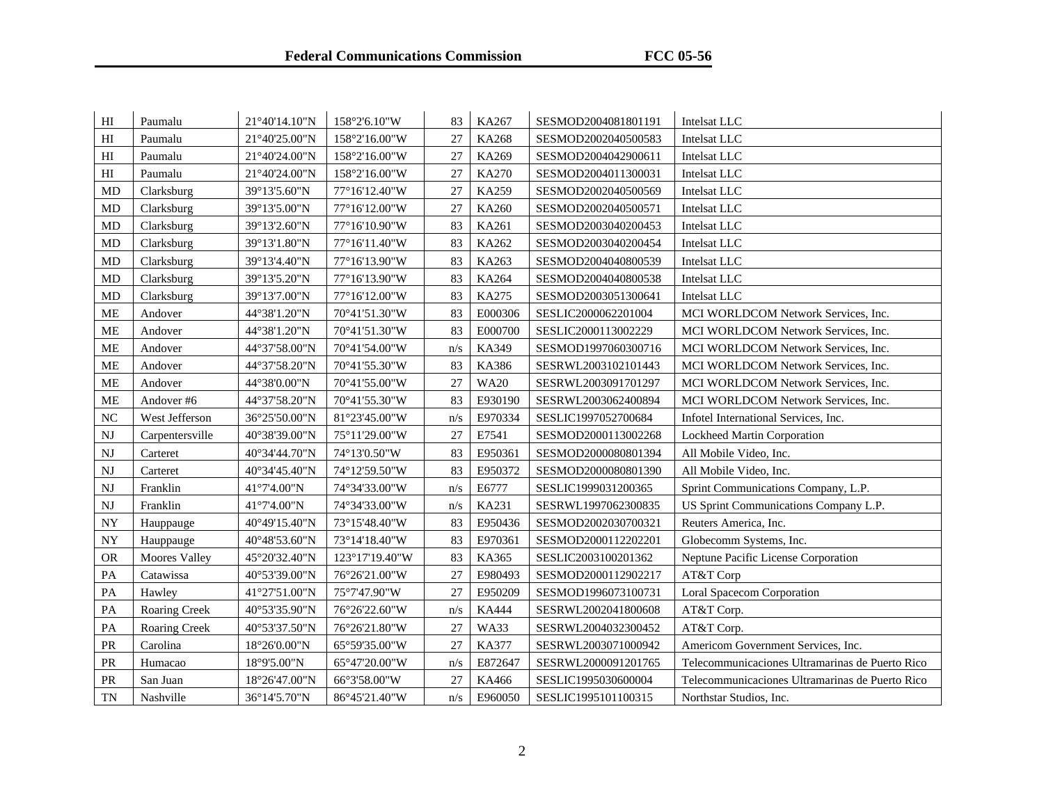| HI | Paumalu | 21°40'14.10"N | 158°2'6.10"W | 83 | KA267 | SESMOD2004081801191 | Intelsat LLC |
|---|---|---|---|---|---|---|---|
| HI | Paumalu | 21°40'25.00"N | 158°2'16.00"W | 27 | KA268 | SESMOD2002040500583 | Intelsat LLC |
| HI | Paumalu | 21°40'24.00"N | 158°2'16.00"W | 27 | KA269 | SESMOD2004042900611 | Intelsat LLC |
| HI | Paumalu | 21°40'24.00"N | 158°2'16.00"W | 27 | KA270 | SESMOD2004011300031 | Intelsat LLC |
| MD | Clarksburg | 39°13'5.60"N | 77°16'12.40"W | 27 | KA259 | SESMOD2002040500569 | Intelsat LLC |
| MD | Clarksburg | 39°13'5.00"N | 77°16'12.00"W | 27 | KA260 | SESMOD2002040500571 | Intelsat LLC |
| MD | Clarksburg | 39°13'2.60"N | 77°16'10.90"W | 83 | KA261 | SESMOD2003040200453 | Intelsat LLC |
| MD | Clarksburg | 39°13'1.80"N | 77°16'11.40"W | 83 | KA262 | SESMOD2003040200454 | Intelsat LLC |
| MD | Clarksburg | 39°13'4.40"N | 77°16'13.90"W | 83 | KA263 | SESMOD2004040800539 | Intelsat LLC |
| MD | Clarksburg | 39°13'5.20"N | 77°16'13.90"W | 83 | KA264 | SESMOD2004040800538 | Intelsat LLC |
| MD | Clarksburg | 39°13'7.00"N | 77°16'12.00"W | 83 | KA275 | SESMOD2003051300641 | Intelsat LLC |
| ME | Andover | 44°38'1.20"N | 70°41'51.30"W | 83 | E000306 | SESLIC2000062201004 | MCI WORLDCOM Network Services, Inc. |
| ME | Andover | 44°38'1.20"N | 70°41'51.30"W | 83 | E000700 | SESLIC2000113002229 | MCI WORLDCOM Network Services, Inc. |
| ME | Andover | 44°37'58.00"N | 70°41'54.00"W | n/s | KA349 | SESMOD1997060300716 | MCI WORLDCOM Network Services, Inc. |
| ME | Andover | 44°37'58.20"N | 70°41'55.30"W | 83 | KA386 | SESRWL2003102101443 | MCI WORLDCOM Network Services, Inc. |
| ME | Andover | 44°38'0.00"N | 70°41'55.00"W | 27 | WA20 | SESRWL2003091701297 | MCI WORLDCOM Network Services, Inc. |
| ME | Andover #6 | 44°37'58.20"N | 70°41'55.30"W | 83 | E930190 | SESRWL2003062400894 | MCI WORLDCOM Network Services, Inc. |
| NC | West Jefferson | 36°25'50.00"N | 81°23'45.00"W | n/s | E970334 | SESLIC1997052700684 | Infotel International Services, Inc. |
| NJ | Carpentersville | 40°38'39.00"N | 75°11'29.00"W | 27 | E7541 | SESMOD2000113002268 | Lockheed Martin Corporation |
| NJ | Carteret | 40°34'44.70"N | 74°13'0.50"W | 83 | E950361 | SESMOD2000080801394 | All Mobile Video, Inc. |
| NJ | Carteret | 40°34'45.40"N | 74°12'59.50"W | 83 | E950372 | SESMOD2000080801390 | All Mobile Video, Inc. |
| NJ | Franklin | 41°7'4.00"N | 74°34'33.00"W | n/s | E6777 | SESLIC1999031200365 | Sprint Communications Company, L.P. |
| NJ | Franklin | 41°7'4.00"N | 74°34'33.00"W | n/s | KA231 | SESRWL1997062300835 | US Sprint Communications Company L.P. |
| NY | Hauppauge | 40°49'15.40"N | 73°15'48.40"W | 83 | E950436 | SESMOD2002030700321 | Reuters America, Inc. |
| NY | Hauppauge | 40°48'53.60"N | 73°14'18.40"W | 83 | E970361 | SESMOD2000112202201 | Globecomm Systems, Inc. |
| OR | Moores Valley | 45°20'32.40"N | 123°17'19.40"W | 83 | KA365 | SESLIC2003100201362 | Neptune Pacific License Corporation |
| PA | Catawissa | 40°53'39.00"N | 76°26'21.00"W | 27 | E980493 | SESMOD2000112902217 | AT&T Corp |
| PA | Hawley | 41°27'51.00"N | 75°7'47.90"W | 27 | E950209 | SESMOD1996073100731 | Loral Spacecom Corporation |
| PA | Roaring Creek | 40°53'35.90"N | 76°26'22.60"W | n/s | KA444 | SESRWL2002041800608 | AT&T Corp. |
| PA | Roaring Creek | 40°53'37.50"N | 76°26'21.80"W | 27 | WA33 | SESRWL2004032300452 | AT&T Corp. |
| PR | Carolina | 18°26'0.00"N | 65°59'35.00"W | 27 | KA377 | SESRWL2003071000942 | Americom Government Services, Inc. |
| PR | Humacao | 18°9'5.00"N | 65°47'20.00"W | n/s | E872647 | SESRWL2000091201765 | Telecommunicaciones Ultramarinas de Puerto Rico |
| PR | San Juan | 18°26'47.00"N | 66°3'58.00"W | 27 | KA466 | SESLIC1995030600004 | Telecommunicaciones Ultramarinas de Puerto Rico |
| TN | Nashville | 36°14'5.70"N | 86°45'21.40"W | n/s | E960050 | SESLIC1995101100315 | Northstar Studios, Inc. |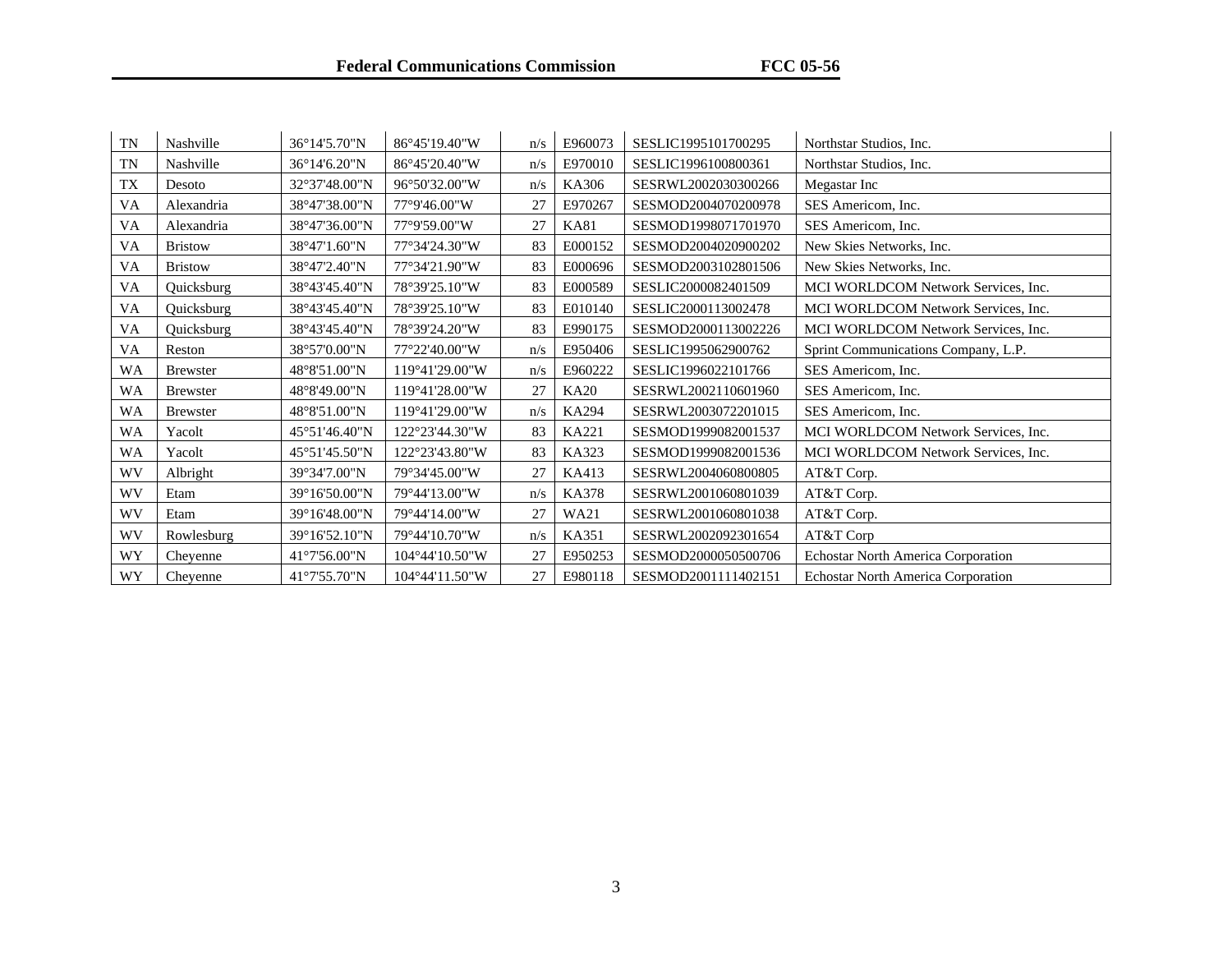| | | | | | | | |
|---|---|---|---|---|---|---|---|
| TN | Nashville | 36°14'5.70"N | 86°45'19.40"W | n/s | E960073 | SESLIC1995101700295 | Northstar Studios, Inc. |
| TN | Nashville | 36°14'6.20"N | 86°45'20.40"W | n/s | E970010 | SESLIC1996100800361 | Northstar Studios, Inc. |
| TX | Desoto | 32°37'48.00"N | 96°50'32.00"W | n/s | KA306 | SESRWL2002030300266 | Megastar Inc |
| VA | Alexandria | 38°47'38.00"N | 77°9'46.00"W | 27 | E970267 | SESMOD2004070200978 | SES Americom, Inc. |
| VA | Alexandria | 38°47'36.00"N | 77°9'59.00"W | 27 | KA81 | SESMOD1998071701970 | SES Americom, Inc. |
| VA | Bristow | 38°47'1.60"N | 77°34'24.30"W | 83 | E000152 | SESMOD2004020900202 | New Skies Networks, Inc. |
| VA | Bristow | 38°47'2.40"N | 77°34'21.90"W | 83 | E000696 | SESMOD2003102801506 | New Skies Networks, Inc. |
| VA | Quicksburg | 38°43'45.40"N | 78°39'25.10"W | 83 | E000589 | SESLIC2000082401509 | MCI WORLDCOM Network Services, Inc. |
| VA | Quicksburg | 38°43'45.40"N | 78°39'25.10"W | 83 | E010140 | SESLIC2000113002478 | MCI WORLDCOM Network Services, Inc. |
| VA | Quicksburg | 38°43'45.40"N | 78°39'24.20"W | 83 | E990175 | SESMOD2000113002226 | MCI WORLDCOM Network Services, Inc. |
| VA | Reston | 38°57'0.00"N | 77°22'40.00"W | n/s | E950406 | SESLIC1995062900762 | Sprint Communications Company, L.P. |
| WA | Brewster | 48°8'51.00"N | 119°41'29.00"W | n/s | E960222 | SESLIC1996022101766 | SES Americom, Inc. |
| WA | Brewster | 48°8'49.00"N | 119°41'28.00"W | 27 | KA20 | SESRWL2002110601960 | SES Americom, Inc. |
| WA | Brewster | 48°8'51.00"N | 119°41'29.00"W | n/s | KA294 | SESRWL2003072201015 | SES Americom, Inc. |
| WA | Yacolt | 45°51'46.40"N | 122°23'44.30"W | 83 | KA221 | SESMOD1999082001537 | MCI WORLDCOM Network Services, Inc. |
| WA | Yacolt | 45°51'45.50"N | 122°23'43.80"W | 83 | KA323 | SESMOD1999082001536 | MCI WORLDCOM Network Services, Inc. |
| WV | Albright | 39°34'7.00"N | 79°34'45.00"W | 27 | KA413 | SESRWL2004060800805 | AT&T Corp. |
| WV | Etam | 39°16'50.00"N | 79°44'13.00"W | n/s | KA378 | SESRWL2001060801039 | AT&T Corp. |
| WV | Etam | 39°16'48.00"N | 79°44'14.00"W | 27 | WA21 | SESRWL2001060801038 | AT&T Corp. |
| WV | Rowlesburg | 39°16'52.10"N | 79°44'10.70"W | n/s | KA351 | SESRWL2002092301654 | AT&T Corp |
| WY | Cheyenne | 41°7'56.00"N | 104°44'10.50"W | 27 | E950253 | SESMOD2000050500706 | Echostar North America Corporation |
| WY | Cheyenne | 41°7'55.70"N | 104°44'11.50"W | 27 | E980118 | SESMOD2001111402151 | Echostar North America Corporation |